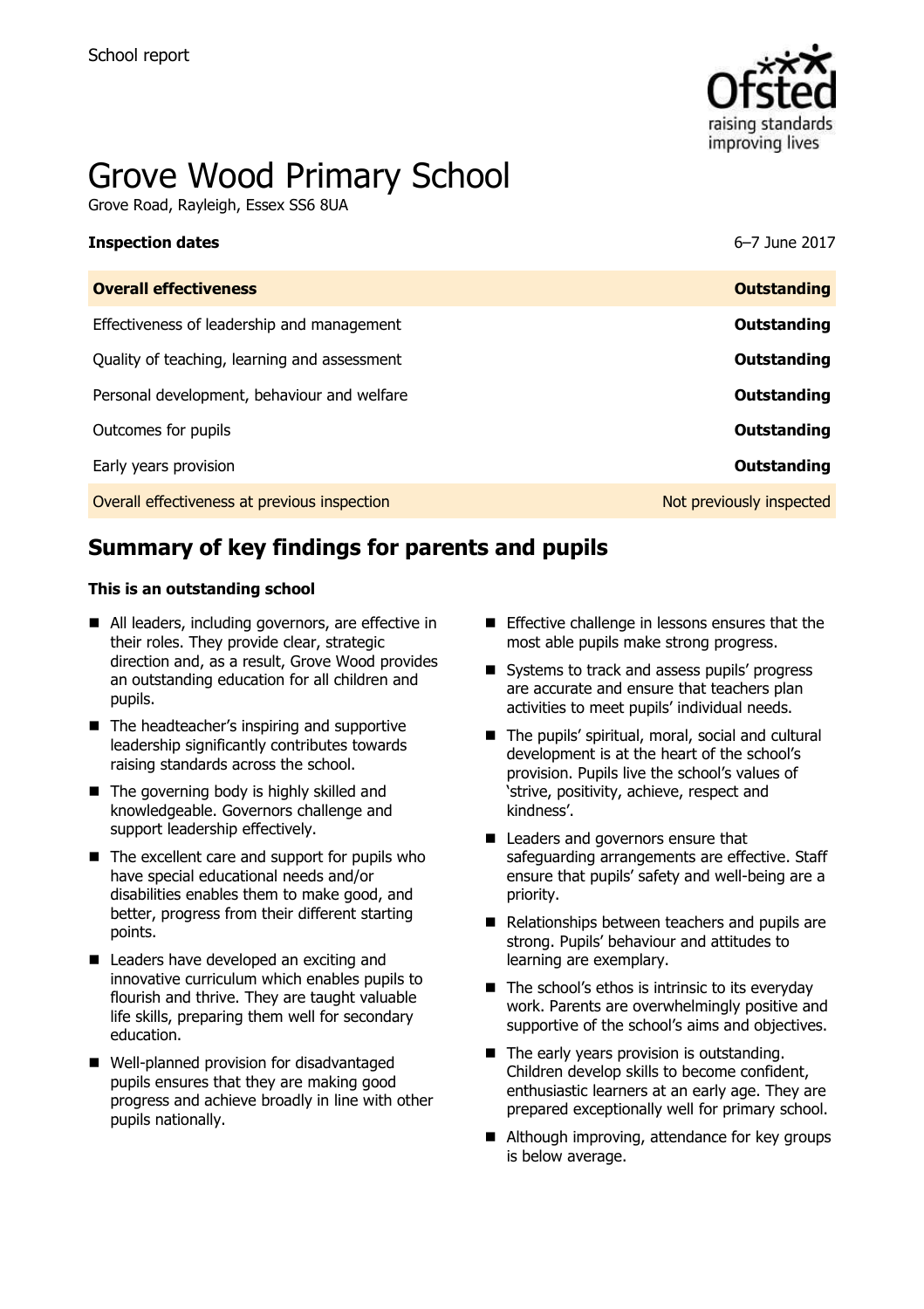School report

# Grove Wood Primary School

Grove Road, Rayleigh, Essex SS6 8UA

| **Inspection dates** | 6–7 June 2017 |
| --- | --- |
| **Overall effectiveness** | **Outstanding** |
| Effectiveness of leadership and management | **Outstanding** |
| Quality of teaching, learning and assessment | **Outstanding** |
| Personal development, behaviour and welfare | **Outstanding** |
| Outcomes for pupils | **Outstanding** |
| Early years provision | **Outstanding** |
| Overall effectiveness at previous inspection | Not previously inspected |

## Summary of key findings for parents and pupils

**This is an outstanding school**

- All leaders, including governors, are effective in their roles. They provide clear, strategic direction and, as a result, Grove Wood provides an outstanding education for all children and pupils.
- The headteacher's inspiring and supportive leadership significantly contributes towards raising standards across the school.
- The governing body is highly skilled and knowledgeable. Governors challenge and support leadership effectively.
- The excellent care and support for pupils who have special educational needs and/or disabilities enables them to make good, and better, progress from their different starting points.
- Leaders have developed an exciting and innovative curriculum which enables pupils to flourish and thrive. They are taught valuable life skills, preparing them well for secondary education.
- Well-planned provision for disadvantaged pupils ensures that they are making good progress and achieve broadly in line with other pupils nationally.
- Effective challenge in lessons ensures that the most able pupils make strong progress.
- Systems to track and assess pupils' progress are accurate and ensure that teachers plan activities to meet pupils' individual needs.
- The pupils' spiritual, moral, social and cultural development is at the heart of the school's provision. Pupils live the school's values of 'strive, positivity, achieve, respect and kindness'.
- Leaders and governors ensure that safeguarding arrangements are effective. Staff ensure that pupils' safety and well-being are a priority.
- Relationships between teachers and pupils are strong. Pupils' behaviour and attitudes to learning are exemplary.
- The school's ethos is intrinsic to its everyday work. Parents are overwhelmingly positive and supportive of the school's aims and objectives.
- The early years provision is outstanding. Children develop skills to become confident, enthusiastic learners at an early age. They are prepared exceptionally well for primary school.
- Although improving, attendance for key groups is below average.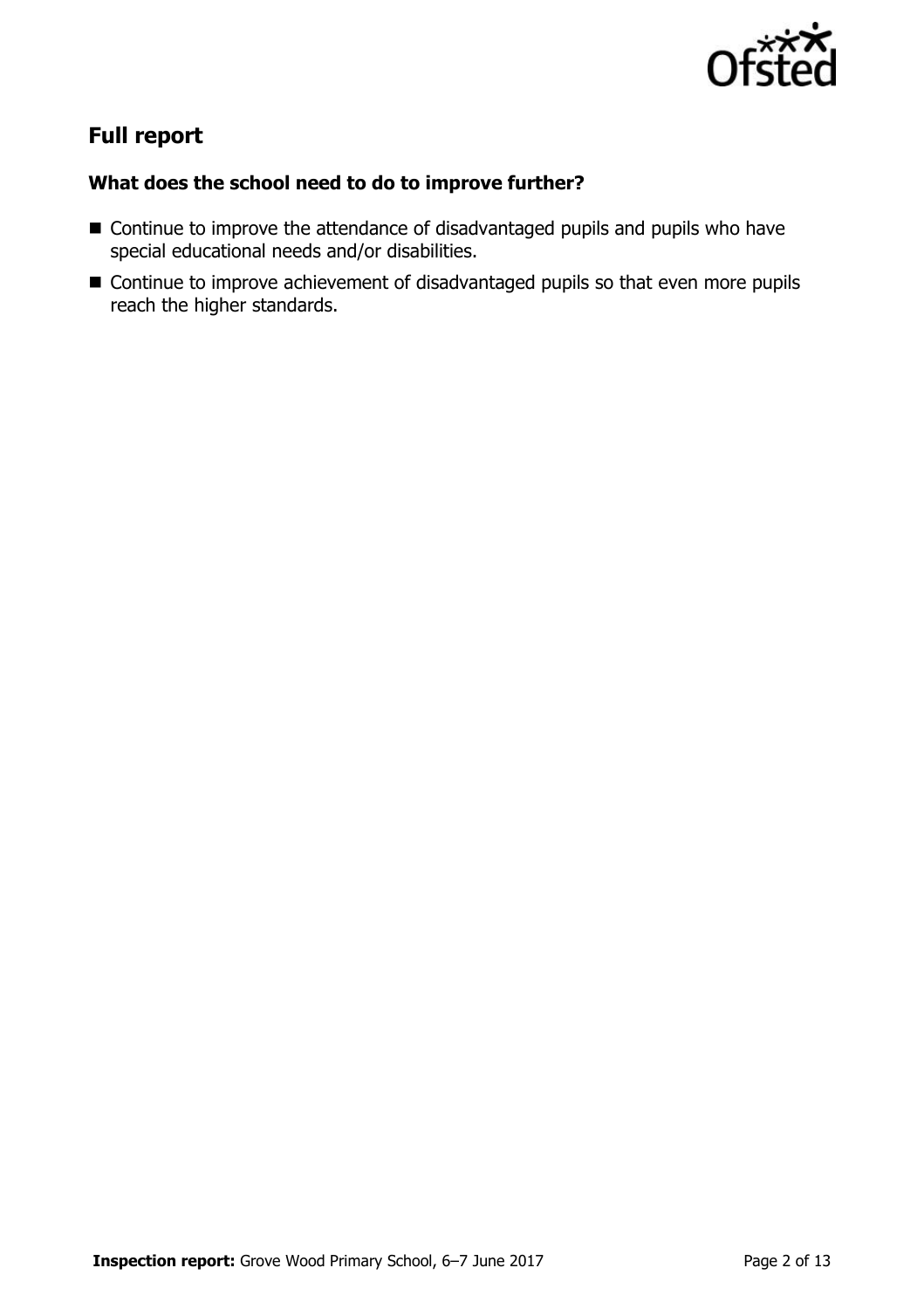## Full report

### What does the school need to do to improve further?

- Continue to improve the attendance of disadvantaged pupils and pupils who have special educational needs and/or disabilities.
- Continue to improve achievement of disadvantaged pupils so that even more pupils reach the higher standards.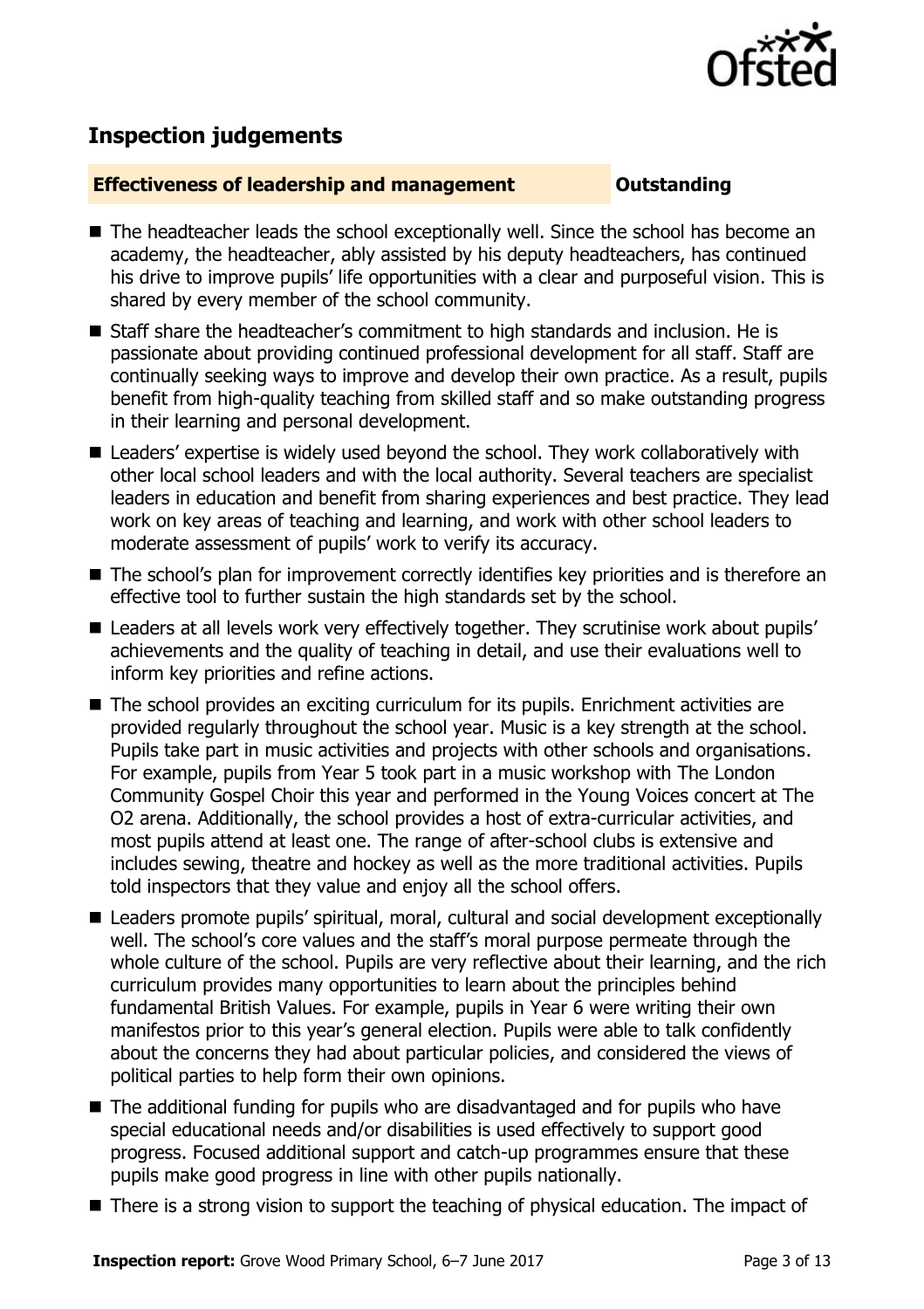## Inspection judgements

### Effectiveness of leadership and management — Outstanding

- The headteacher leads the school exceptionally well. Since the school has become an academy, the headteacher, ably assisted by his deputy headteachers, has continued his drive to improve pupils' life opportunities with a clear and purposeful vision. This is shared by every member of the school community.
- Staff share the headteacher's commitment to high standards and inclusion. He is passionate about providing continued professional development for all staff. Staff are continually seeking ways to improve and develop their own practice. As a result, pupils benefit from high-quality teaching from skilled staff and so make outstanding progress in their learning and personal development.
- Leaders' expertise is widely used beyond the school. They work collaboratively with other local school leaders and with the local authority. Several teachers are specialist leaders in education and benefit from sharing experiences and best practice. They lead work on key areas of teaching and learning, and work with other school leaders to moderate assessment of pupils' work to verify its accuracy.
- The school's plan for improvement correctly identifies key priorities and is therefore an effective tool to further sustain the high standards set by the school.
- Leaders at all levels work very effectively together. They scrutinise work about pupils' achievements and the quality of teaching in detail, and use their evaluations well to inform key priorities and refine actions.
- The school provides an exciting curriculum for its pupils. Enrichment activities are provided regularly throughout the school year. Music is a key strength at the school. Pupils take part in music activities and projects with other schools and organisations. For example, pupils from Year 5 took part in a music workshop with The London Community Gospel Choir this year and performed in the Young Voices concert at The O2 arena. Additionally, the school provides a host of extra-curricular activities, and most pupils attend at least one. The range of after-school clubs is extensive and includes sewing, theatre and hockey as well as the more traditional activities. Pupils told inspectors that they value and enjoy all the school offers.
- Leaders promote pupils' spiritual, moral, cultural and social development exceptionally well. The school's core values and the staff's moral purpose permeate through the whole culture of the school. Pupils are very reflective about their learning, and the rich curriculum provides many opportunities to learn about the principles behind fundamental British Values. For example, pupils in Year 6 were writing their own manifestos prior to this year's general election. Pupils were able to talk confidently about the concerns they had about particular policies, and considered the views of political parties to help form their own opinions.
- The additional funding for pupils who are disadvantaged and for pupils who have special educational needs and/or disabilities is used effectively to support good progress. Focused additional support and catch-up programmes ensure that these pupils make good progress in line with other pupils nationally.
- There is a strong vision to support the teaching of physical education. The impact of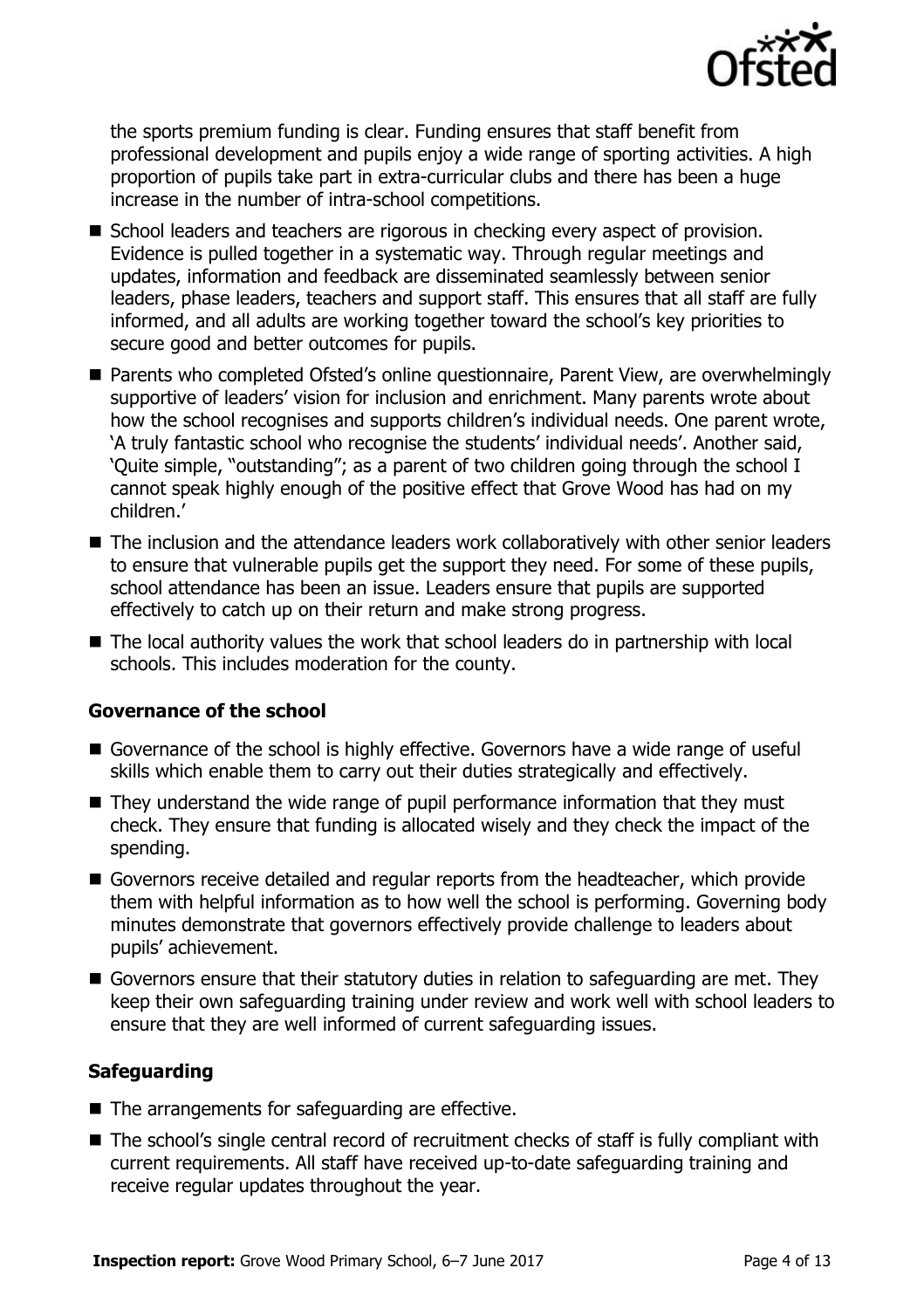the sports premium funding is clear. Funding ensures that staff benefit from professional development and pupils enjoy a wide range of sporting activities. A high proportion of pupils take part in extra-curricular clubs and there has been a huge increase in the number of intra-school competitions.

- School leaders and teachers are rigorous in checking every aspect of provision. Evidence is pulled together in a systematic way. Through regular meetings and updates, information and feedback are disseminated seamlessly between senior leaders, phase leaders, teachers and support staff. This ensures that all staff are fully informed, and all adults are working together toward the school's key priorities to secure good and better outcomes for pupils.
- Parents who completed Ofsted's online questionnaire, Parent View, are overwhelmingly supportive of leaders' vision for inclusion and enrichment. Many parents wrote about how the school recognises and supports children's individual needs. One parent wrote, 'A truly fantastic school who recognise the students' individual needs'. Another said, 'Quite simple, "outstanding"; as a parent of two children going through the school I cannot speak highly enough of the positive effect that Grove Wood has had on my children.'
- The inclusion and the attendance leaders work collaboratively with other senior leaders to ensure that vulnerable pupils get the support they need. For some of these pupils, school attendance has been an issue. Leaders ensure that pupils are supported effectively to catch up on their return and make strong progress.
- The local authority values the work that school leaders do in partnership with local schools. This includes moderation for the county.

### Governance of the school

- Governance of the school is highly effective. Governors have a wide range of useful skills which enable them to carry out their duties strategically and effectively.
- They understand the wide range of pupil performance information that they must check. They ensure that funding is allocated wisely and they check the impact of the spending.
- Governors receive detailed and regular reports from the headteacher, which provide them with helpful information as to how well the school is performing. Governing body minutes demonstrate that governors effectively provide challenge to leaders about pupils' achievement.
- Governors ensure that their statutory duties in relation to safeguarding are met. They keep their own safeguarding training under review and work well with school leaders to ensure that they are well informed of current safeguarding issues.

### Safeguarding

- The arrangements for safeguarding are effective.
- The school's single central record of recruitment checks of staff is fully compliant with current requirements. All staff have received up-to-date safeguarding training and receive regular updates throughout the year.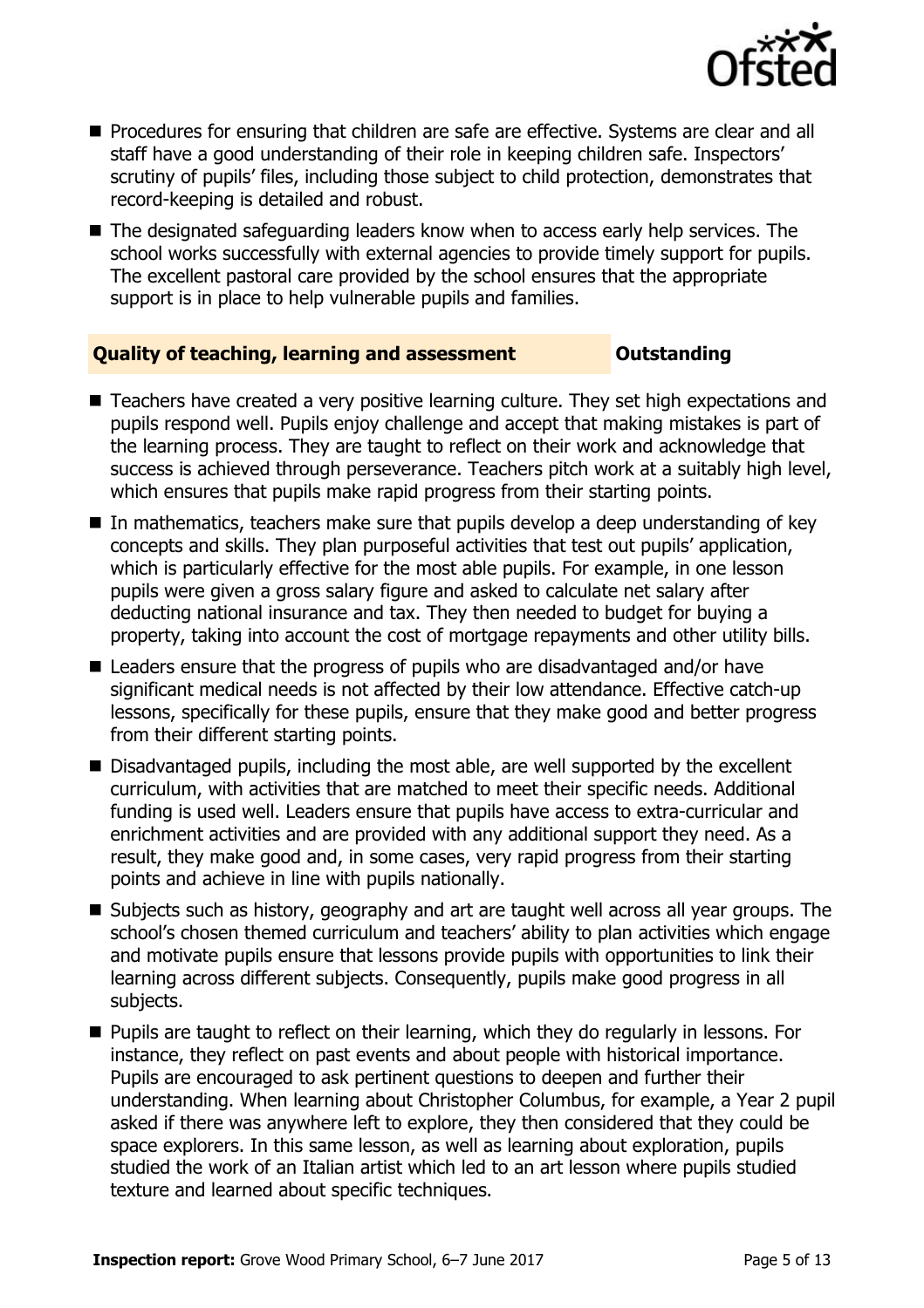- Procedures for ensuring that children are safe are effective. Systems are clear and all staff have a good understanding of their role in keeping children safe. Inspectors' scrutiny of pupils' files, including those subject to child protection, demonstrates that record-keeping is detailed and robust.
- The designated safeguarding leaders know when to access early help services. The school works successfully with external agencies to provide timely support for pupils. The excellent pastoral care provided by the school ensures that the appropriate support is in place to help vulnerable pupils and families.

## Quality of teaching, learning and assessment — Outstanding

- Teachers have created a very positive learning culture. They set high expectations and pupils respond well. Pupils enjoy challenge and accept that making mistakes is part of the learning process. They are taught to reflect on their work and acknowledge that success is achieved through perseverance. Teachers pitch work at a suitably high level, which ensures that pupils make rapid progress from their starting points.
- In mathematics, teachers make sure that pupils develop a deep understanding of key concepts and skills. They plan purposeful activities that test out pupils' application, which is particularly effective for the most able pupils. For example, in one lesson pupils were given a gross salary figure and asked to calculate net salary after deducting national insurance and tax. They then needed to budget for buying a property, taking into account the cost of mortgage repayments and other utility bills.
- Leaders ensure that the progress of pupils who are disadvantaged and/or have significant medical needs is not affected by their low attendance. Effective catch-up lessons, specifically for these pupils, ensure that they make good and better progress from their different starting points.
- Disadvantaged pupils, including the most able, are well supported by the excellent curriculum, with activities that are matched to meet their specific needs. Additional funding is used well. Leaders ensure that pupils have access to extra-curricular and enrichment activities and are provided with any additional support they need. As a result, they make good and, in some cases, very rapid progress from their starting points and achieve in line with pupils nationally.
- Subjects such as history, geography and art are taught well across all year groups. The school's chosen themed curriculum and teachers' ability to plan activities which engage and motivate pupils ensure that lessons provide pupils with opportunities to link their learning across different subjects. Consequently, pupils make good progress in all subjects.
- Pupils are taught to reflect on their learning, which they do regularly in lessons. For instance, they reflect on past events and about people with historical importance. Pupils are encouraged to ask pertinent questions to deepen and further their understanding. When learning about Christopher Columbus, for example, a Year 2 pupil asked if there was anywhere left to explore, they then considered that they could be space explorers. In this same lesson, as well as learning about exploration, pupils studied the work of an Italian artist which led to an art lesson where pupils studied texture and learned about specific techniques.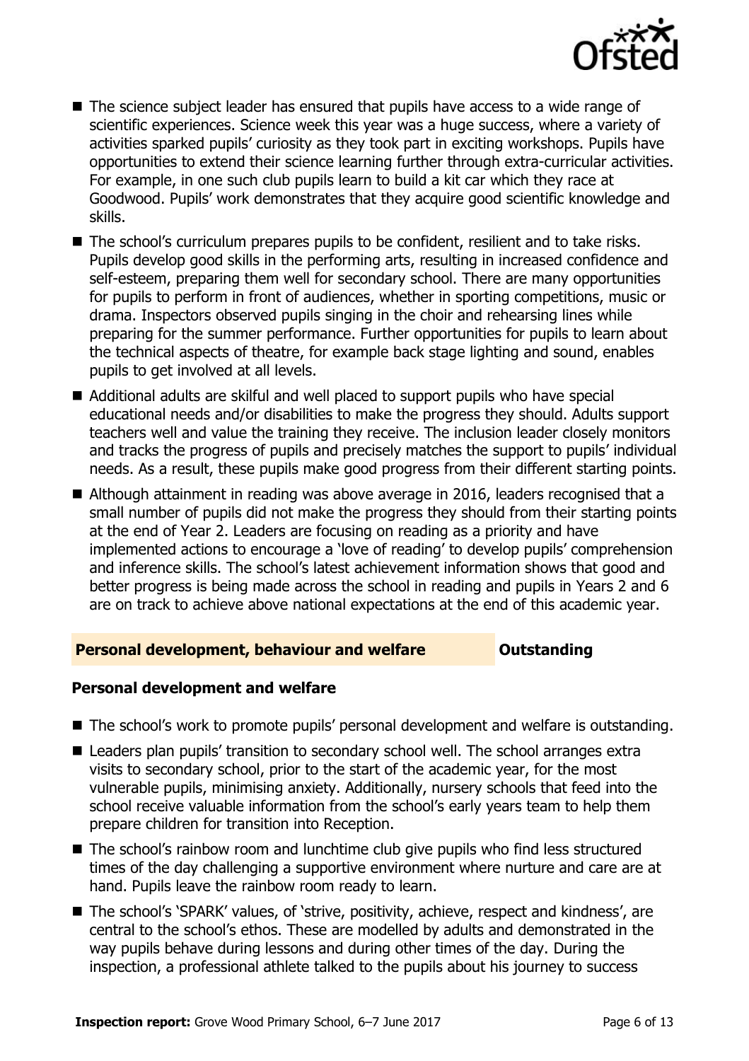- The science subject leader has ensured that pupils have access to a wide range of scientific experiences. Science week this year was a huge success, where a variety of activities sparked pupils' curiosity as they took part in exciting workshops. Pupils have opportunities to extend their science learning further through extra-curricular activities. For example, in one such club pupils learn to build a kit car which they race at Goodwood. Pupils' work demonstrates that they acquire good scientific knowledge and skills.
- The school's curriculum prepares pupils to be confident, resilient and to take risks. Pupils develop good skills in the performing arts, resulting in increased confidence and self-esteem, preparing them well for secondary school. There are many opportunities for pupils to perform in front of audiences, whether in sporting competitions, music or drama. Inspectors observed pupils singing in the choir and rehearsing lines while preparing for the summer performance. Further opportunities for pupils to learn about the technical aspects of theatre, for example back stage lighting and sound, enables pupils to get involved at all levels.
- Additional adults are skilful and well placed to support pupils who have special educational needs and/or disabilities to make the progress they should. Adults support teachers well and value the training they receive. The inclusion leader closely monitors and tracks the progress of pupils and precisely matches the support to pupils' individual needs. As a result, these pupils make good progress from their different starting points.
- Although attainment in reading was above average in 2016, leaders recognised that a small number of pupils did not make the progress they should from their starting points at the end of Year 2. Leaders are focusing on reading as a priority and have implemented actions to encourage a 'love of reading' to develop pupils' comprehension and inference skills. The school's latest achievement information shows that good and better progress is being made across the school in reading and pupils in Years 2 and 6 are on track to achieve above national expectations at the end of this academic year.

## Personal development, behaviour and welfare — Outstanding

### Personal development and welfare

- The school's work to promote pupils' personal development and welfare is outstanding.
- Leaders plan pupils' transition to secondary school well. The school arranges extra visits to secondary school, prior to the start of the academic year, for the most vulnerable pupils, minimising anxiety. Additionally, nursery schools that feed into the school receive valuable information from the school's early years team to help them prepare children for transition into Reception.
- The school's rainbow room and lunchtime club give pupils who find less structured times of the day challenging a supportive environment where nurture and care are at hand. Pupils leave the rainbow room ready to learn.
- The school's 'SPARK' values, of 'strive, positivity, achieve, respect and kindness', are central to the school's ethos. These are modelled by adults and demonstrated in the way pupils behave during lessons and during other times of the day. During the inspection, a professional athlete talked to the pupils about his journey to success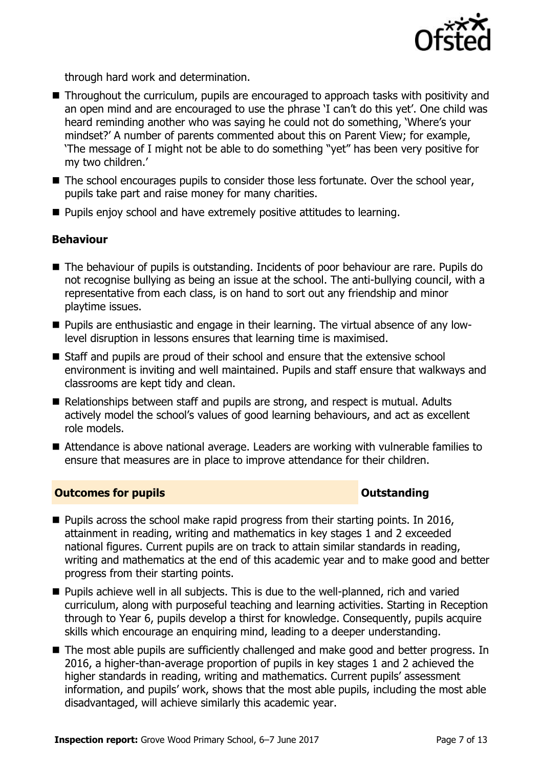through hard work and determination.

- Throughout the curriculum, pupils are encouraged to approach tasks with positivity and an open mind and are encouraged to use the phrase 'I can't do this yet'. One child was heard reminding another who was saying he could not do something, 'Where's your mindset?' A number of parents commented about this on Parent View; for example, 'The message of I might not be able to do something "yet" has been very positive for my two children.'
- The school encourages pupils to consider those less fortunate. Over the school year, pupils take part and raise money for many charities.
- Pupils enjoy school and have extremely positive attitudes to learning.

### Behaviour

- The behaviour of pupils is outstanding. Incidents of poor behaviour are rare. Pupils do not recognise bullying as being an issue at the school. The anti-bullying council, with a representative from each class, is on hand to sort out any friendship and minor playtime issues.
- Pupils are enthusiastic and engage in their learning. The virtual absence of any low-level disruption in lessons ensures that learning time is maximised.
- Staff and pupils are proud of their school and ensure that the extensive school environment is inviting and well maintained. Pupils and staff ensure that walkways and classrooms are kept tidy and clean.
- Relationships between staff and pupils are strong, and respect is mutual. Adults actively model the school's values of good learning behaviours, and act as excellent role models.
- Attendance is above national average. Leaders are working with vulnerable families to ensure that measures are in place to improve attendance for their children.

## Outcomes for pupils — Outstanding

- Pupils across the school make rapid progress from their starting points. In 2016, attainment in reading, writing and mathematics in key stages 1 and 2 exceeded national figures. Current pupils are on track to attain similar standards in reading, writing and mathematics at the end of this academic year and to make good and better progress from their starting points.
- Pupils achieve well in all subjects. This is due to the well-planned, rich and varied curriculum, along with purposeful teaching and learning activities. Starting in Reception through to Year 6, pupils develop a thirst for knowledge. Consequently, pupils acquire skills which encourage an enquiring mind, leading to a deeper understanding.
- The most able pupils are sufficiently challenged and make good and better progress. In 2016, a higher-than-average proportion of pupils in key stages 1 and 2 achieved the higher standards in reading, writing and mathematics. Current pupils' assessment information, and pupils' work, shows that the most able pupils, including the most able disadvantaged, will achieve similarly this academic year.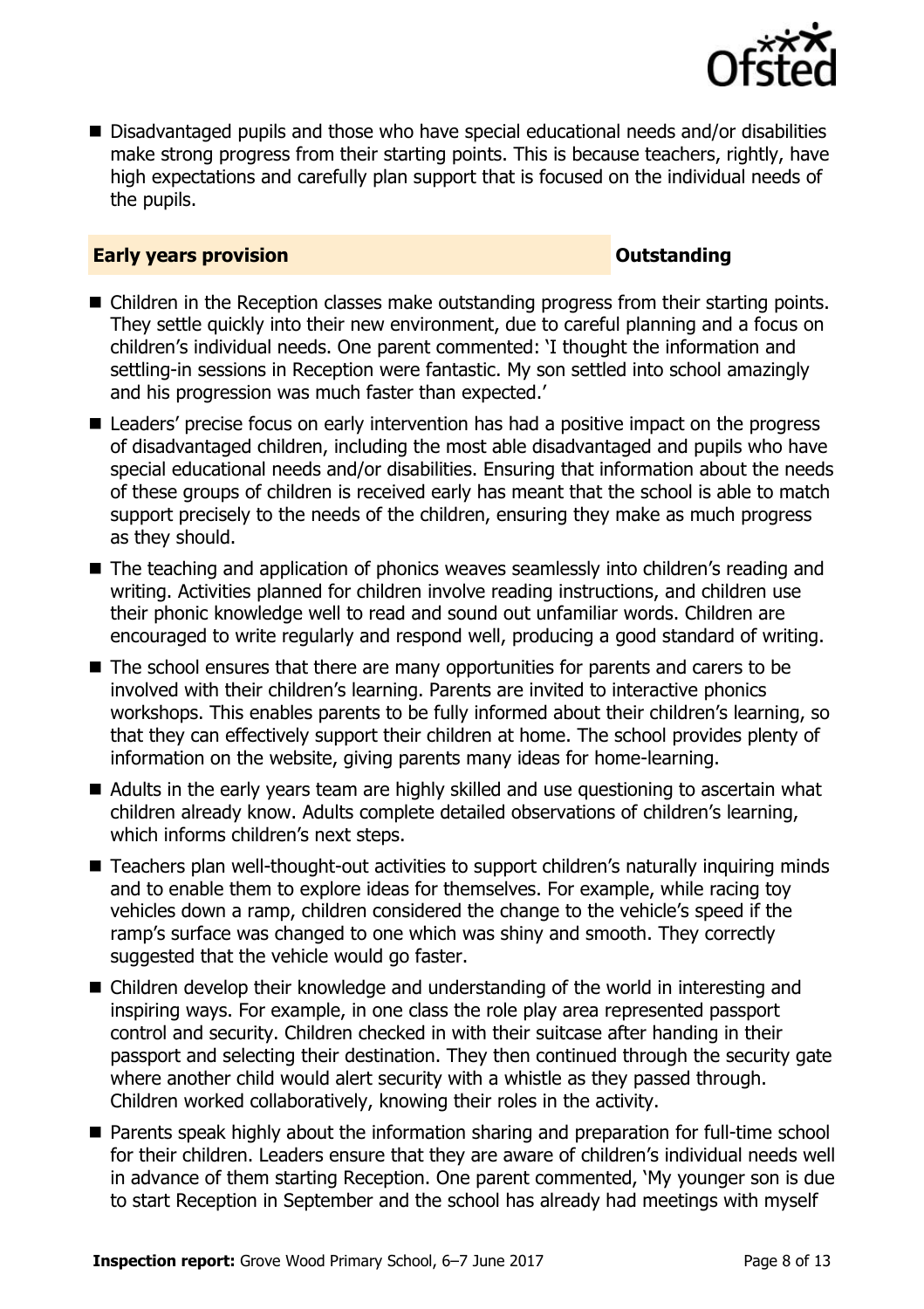- Disadvantaged pupils and those who have special educational needs and/or disabilities make strong progress from their starting points. This is because teachers, rightly, have high expectations and carefully plan support that is focused on the individual needs of the pupils.

## Early years provision — Outstanding

- Children in the Reception classes make outstanding progress from their starting points. They settle quickly into their new environment, due to careful planning and a focus on children's individual needs. One parent commented: 'I thought the information and settling-in sessions in Reception were fantastic. My son settled into school amazingly and his progression was much faster than expected.'
- Leaders' precise focus on early intervention has had a positive impact on the progress of disadvantaged children, including the most able disadvantaged and pupils who have special educational needs and/or disabilities. Ensuring that information about the needs of these groups of children is received early has meant that the school is able to match support precisely to the needs of the children, ensuring they make as much progress as they should.
- The teaching and application of phonics weaves seamlessly into children's reading and writing. Activities planned for children involve reading instructions, and children use their phonic knowledge well to read and sound out unfamiliar words. Children are encouraged to write regularly and respond well, producing a good standard of writing.
- The school ensures that there are many opportunities for parents and carers to be involved with their children's learning. Parents are invited to interactive phonics workshops. This enables parents to be fully informed about their children's learning, so that they can effectively support their children at home. The school provides plenty of information on the website, giving parents many ideas for home-learning.
- Adults in the early years team are highly skilled and use questioning to ascertain what children already know. Adults complete detailed observations of children's learning, which informs children's next steps.
- Teachers plan well-thought-out activities to support children's naturally inquiring minds and to enable them to explore ideas for themselves. For example, while racing toy vehicles down a ramp, children considered the change to the vehicle's speed if the ramp's surface was changed to one which was shiny and smooth. They correctly suggested that the vehicle would go faster.
- Children develop their knowledge and understanding of the world in interesting and inspiring ways. For example, in one class the role play area represented passport control and security. Children checked in with their suitcase after handing in their passport and selecting their destination. They then continued through the security gate where another child would alert security with a whistle as they passed through. Children worked collaboratively, knowing their roles in the activity.
- Parents speak highly about the information sharing and preparation for full-time school for their children. Leaders ensure that they are aware of children's individual needs well in advance of them starting Reception. One parent commented, 'My younger son is due to start Reception in September and the school has already had meetings with myself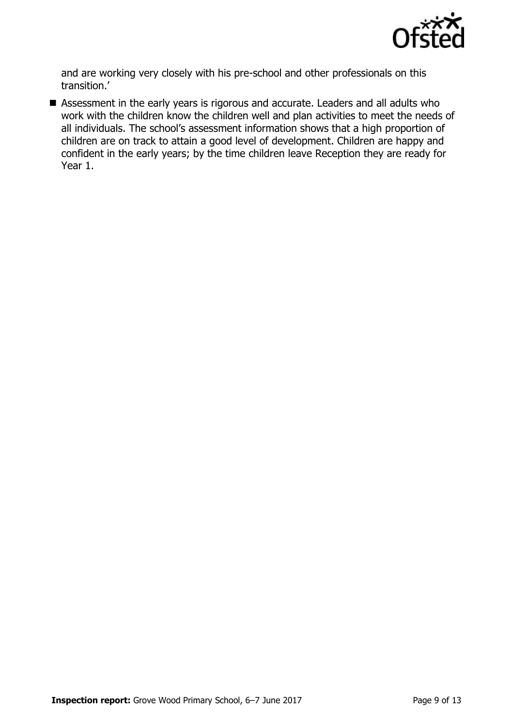and are working very closely with his pre-school and other professionals on this transition.'

- Assessment in the early years is rigorous and accurate. Leaders and all adults who work with the children know the children well and plan activities to meet the needs of all individuals. The school's assessment information shows that a high proportion of children are on track to attain a good level of development. Children are happy and confident in the early years; by the time children leave Reception they are ready for Year 1.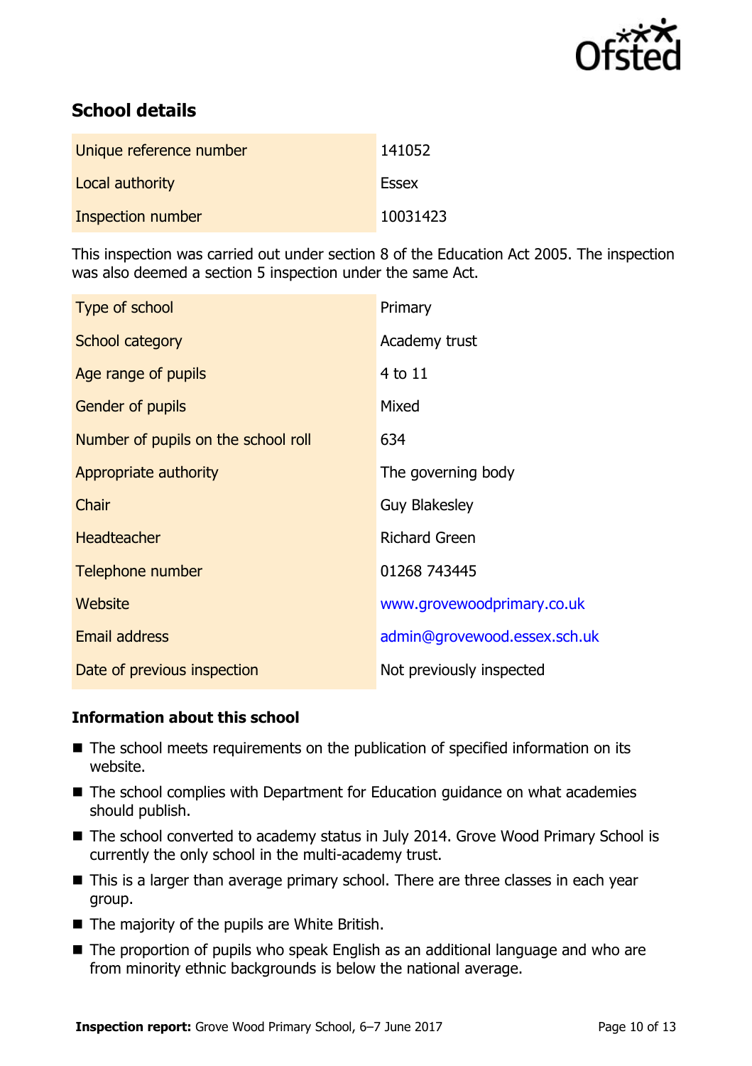## School details

| | |
|---|---|
| Unique reference number | 141052 |
| Local authority | Essex |
| Inspection number | 10031423 |

This inspection was carried out under section 8 of the Education Act 2005. The inspection was also deemed a section 5 inspection under the same Act.

| | |
|---|---|
| Type of school | Primary |
| School category | Academy trust |
| Age range of pupils | 4 to 11 |
| Gender of pupils | Mixed |
| Number of pupils on the school roll | 634 |
| Appropriate authority | The governing body |
| Chair | Guy Blakesley |
| Headteacher | Richard Green |
| Telephone number | 01268 743445 |
| Website | www.grovewoodprimary.co.uk |
| Email address | admin@grovewood.essex.sch.uk |
| Date of previous inspection | Not previously inspected |

### Information about this school

- The school meets requirements on the publication of specified information on its website.
- The school complies with Department for Education guidance on what academies should publish.
- The school converted to academy status in July 2014. Grove Wood Primary School is currently the only school in the multi-academy trust.
- This is a larger than average primary school. There are three classes in each year group.
- The majority of the pupils are White British.
- The proportion of pupils who speak English as an additional language and who are from minority ethnic backgrounds is below the national average.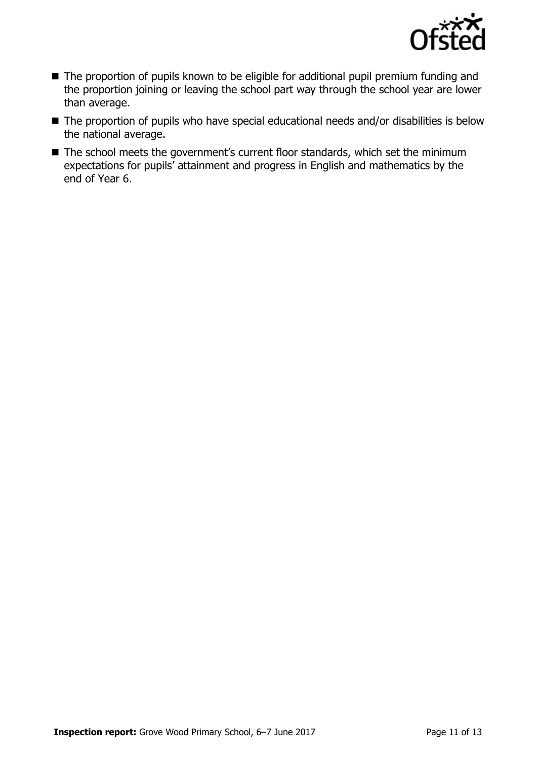- The proportion of pupils known to be eligible for additional pupil premium funding and the proportion joining or leaving the school part way through the school year are lower than average.
- The proportion of pupils who have special educational needs and/or disabilities is below the national average.
- The school meets the government's current floor standards, which set the minimum expectations for pupils' attainment and progress in English and mathematics by the end of Year 6.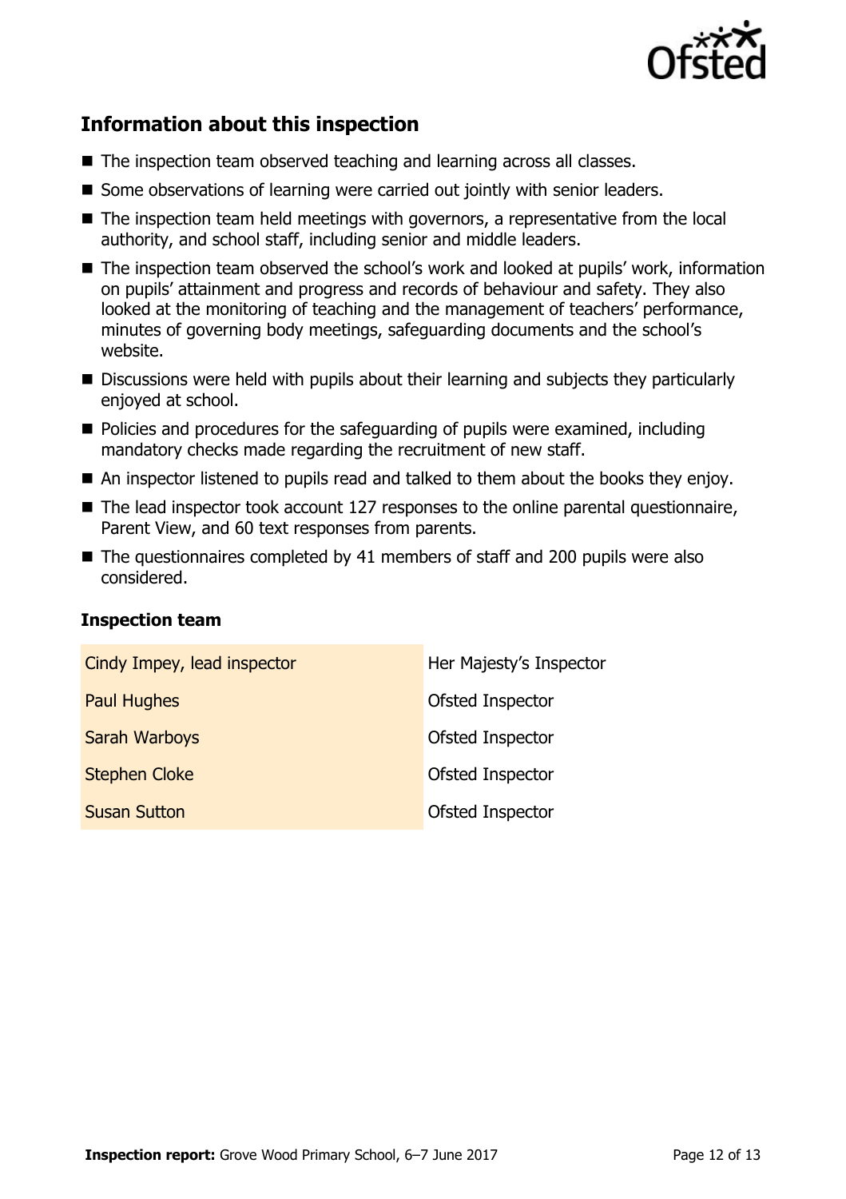## Information about this inspection

- The inspection team observed teaching and learning across all classes.
- Some observations of learning were carried out jointly with senior leaders.
- The inspection team held meetings with governors, a representative from the local authority, and school staff, including senior and middle leaders.
- The inspection team observed the school's work and looked at pupils' work, information on pupils' attainment and progress and records of behaviour and safety. They also looked at the monitoring of teaching and the management of teachers' performance, minutes of governing body meetings, safeguarding documents and the school's website.
- Discussions were held with pupils about their learning and subjects they particularly enjoyed at school.
- Policies and procedures for the safeguarding of pupils were examined, including mandatory checks made regarding the recruitment of new staff.
- An inspector listened to pupils read and talked to them about the books they enjoy.
- The lead inspector took account 127 responses to the online parental questionnaire, Parent View, and 60 text responses from parents.
- The questionnaires completed by 41 members of staff and 200 pupils were also considered.

### Inspection team

| | |
|---|---|
| Cindy Impey, lead inspector | Her Majesty's Inspector |
| Paul Hughes | Ofsted Inspector |
| Sarah Warboys | Ofsted Inspector |
| Stephen Cloke | Ofsted Inspector |
| Susan Sutton | Ofsted Inspector |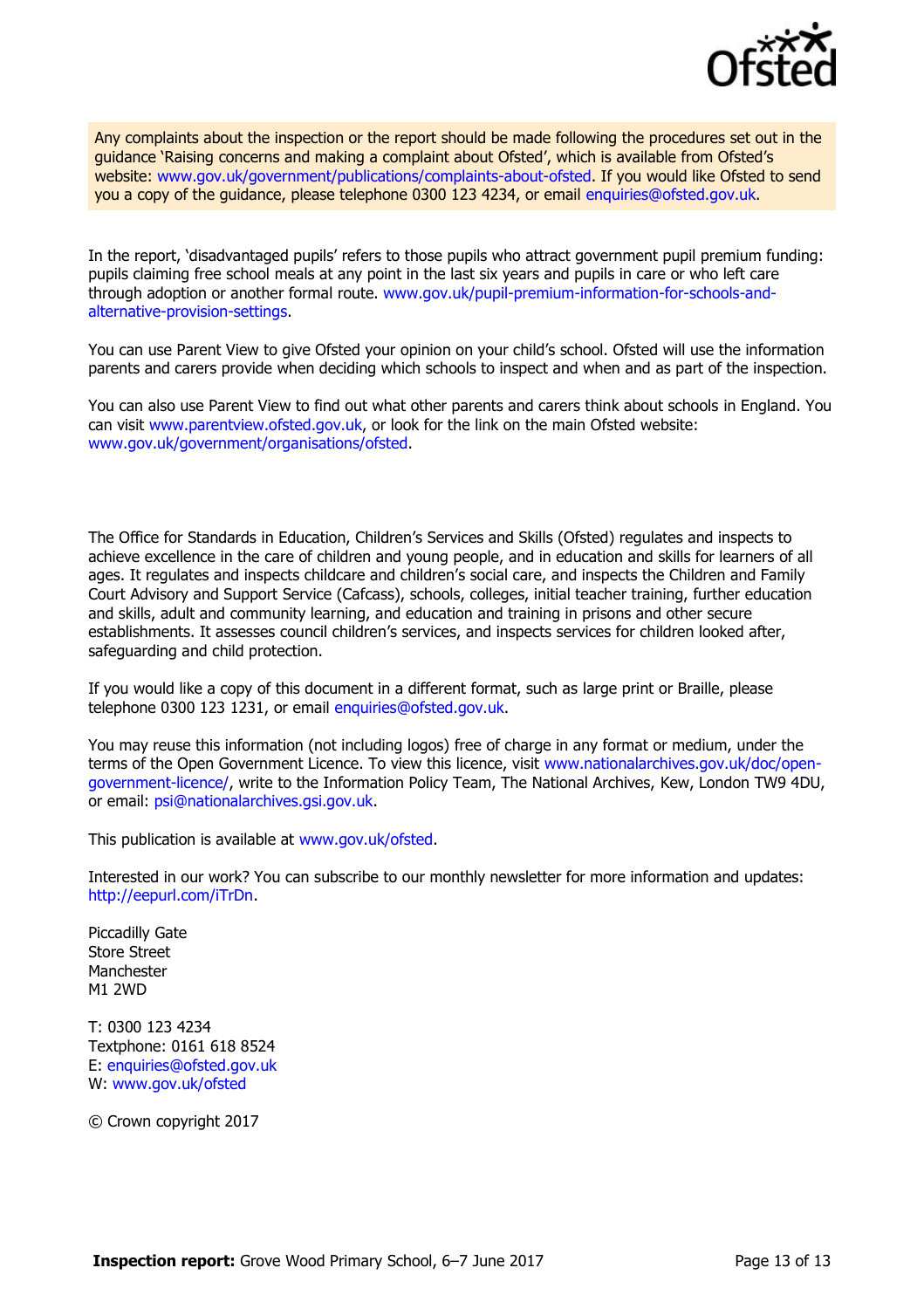Any complaints about the inspection or the report should be made following the procedures set out in the guidance 'Raising concerns and making a complaint about Ofsted', which is available from Ofsted's website: www.gov.uk/government/publications/complaints-about-ofsted. If you would like Ofsted to send you a copy of the guidance, please telephone 0300 123 4234, or email enquiries@ofsted.gov.uk.

In the report, 'disadvantaged pupils' refers to those pupils who attract government pupil premium funding: pupils claiming free school meals at any point in the last six years and pupils in care or who left care through adoption or another formal route. www.gov.uk/pupil-premium-information-for-schools-and-alternative-provision-settings.

You can use Parent View to give Ofsted your opinion on your child's school. Ofsted will use the information parents and carers provide when deciding which schools to inspect and when and as part of the inspection.

You can also use Parent View to find out what other parents and carers think about schools in England. You can visit www.parentview.ofsted.gov.uk, or look for the link on the main Ofsted website: www.gov.uk/government/organisations/ofsted.

The Office for Standards in Education, Children's Services and Skills (Ofsted) regulates and inspects to achieve excellence in the care of children and young people, and in education and skills for learners of all ages. It regulates and inspects childcare and children's social care, and inspects the Children and Family Court Advisory and Support Service (Cafcass), schools, colleges, initial teacher training, further education and skills, adult and community learning, and education and training in prisons and other secure establishments. It assesses council children's services, and inspects services for children looked after, safeguarding and child protection.

If you would like a copy of this document in a different format, such as large print or Braille, please telephone 0300 123 1231, or email enquiries@ofsted.gov.uk.

You may reuse this information (not including logos) free of charge in any format or medium, under the terms of the Open Government Licence. To view this licence, visit www.nationalarchives.gov.uk/doc/open-government-licence/, write to the Information Policy Team, The National Archives, Kew, London TW9 4DU, or email: psi@nationalarchives.gsi.gov.uk.

This publication is available at www.gov.uk/ofsted.

Interested in our work? You can subscribe to our monthly newsletter for more information and updates: http://eepurl.com/iTrDn.

Piccadilly Gate
Store Street
Manchester
M1 2WD

T: 0300 123 4234
Textphone: 0161 618 8524
E: enquiries@ofsted.gov.uk
W: www.gov.uk/ofsted

© Crown copyright 2017